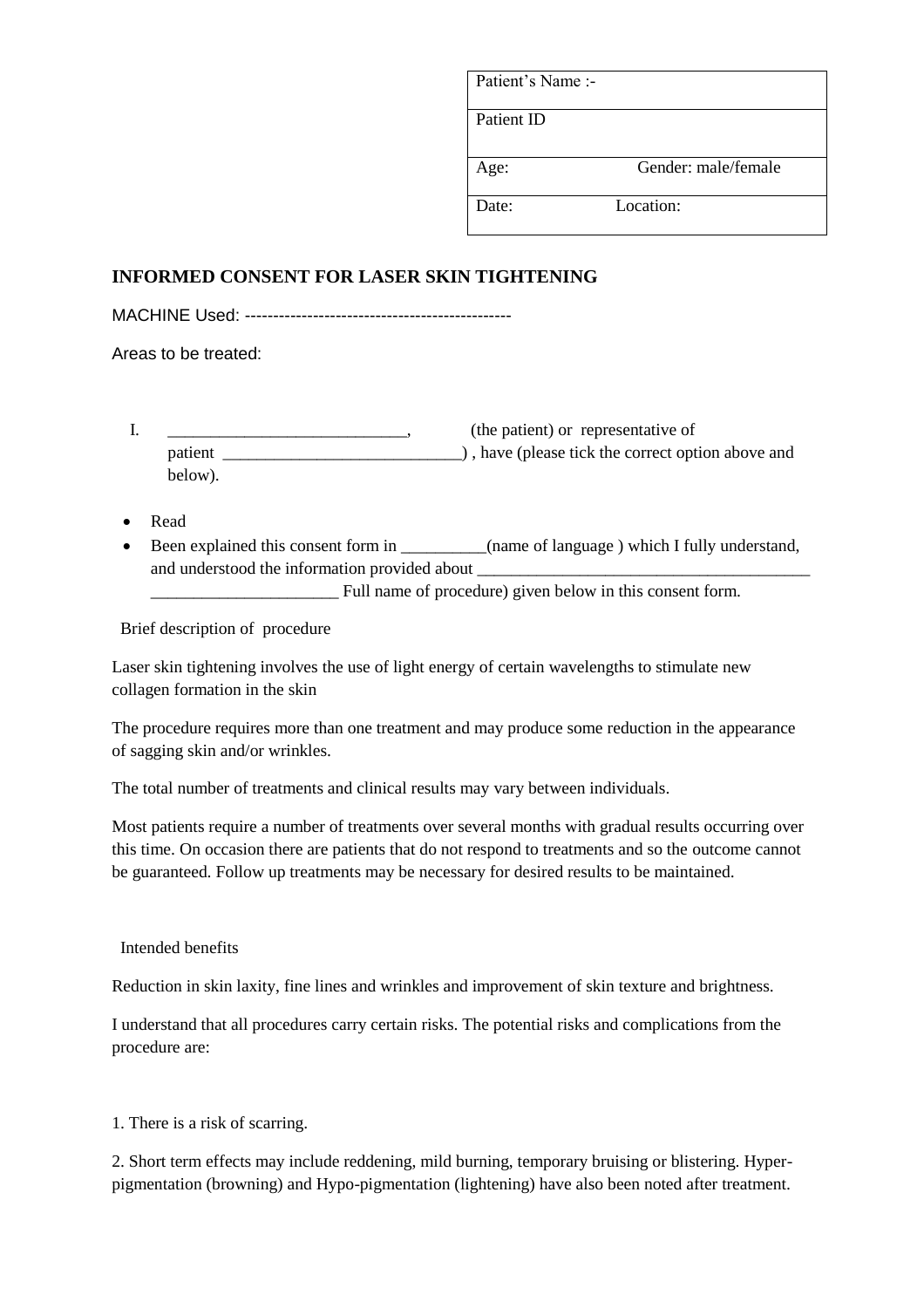| Patient's Name :- | |
|---|---|
| Patient ID | |
| Age: | Gender: male/female |
| Date: | Location: |

**INFORMED CONSENT FOR LASER SKIN TIGHTENING**

MACHINE Used: -----------------------------------------------

Areas to be treated:

I. ____________________________, (the patient) or representative of patient ____________________________) , have (please tick the correct option above and below).

- Read
- Been explained this consent form in __________(name of language ) which I fully understand, and understood the information provided about _______________________________________ ______________________ Full name of procedure) given below in this consent form.

Brief description of procedure

Laser skin tightening involves the use of light energy of certain wavelengths to stimulate new collagen formation in the skin

The procedure requires more than one treatment and may produce some reduction in the appearance of sagging skin and/or wrinkles.

The total number of treatments and clinical results may vary between individuals.

Most patients require a number of treatments over several months with gradual results occurring over this time. On occasion there are patients that do not respond to treatments and so the outcome cannot be guaranteed. Follow up treatments may be necessary for desired results to be maintained.

Intended benefits

Reduction in skin laxity, fine lines and wrinkles and improvement of skin texture and brightness.

I understand that all procedures carry certain risks. The potential risks and complications from the procedure are:

1. There is a risk of scarring.

2. Short term effects may include reddening, mild burning, temporary bruising or blistering. Hyper-pigmentation (browning) and Hypo-pigmentation (lightening) have also been noted after treatment.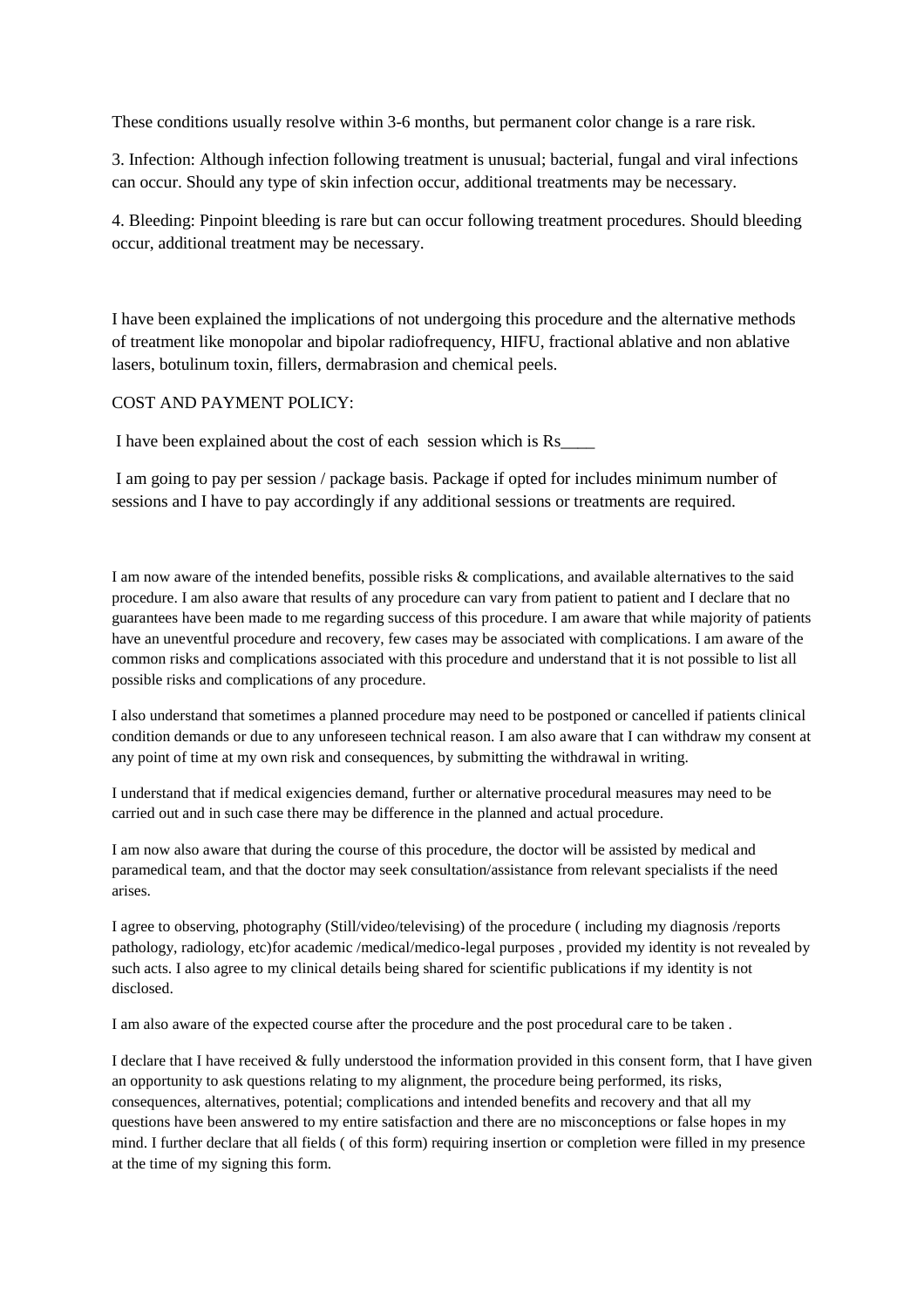These conditions usually resolve within 3-6 months, but permanent color change is a rare risk.

3. Infection: Although infection following treatment is unusual; bacterial, fungal and viral infections can occur. Should any type of skin infection occur, additional treatments may be necessary.

4. Bleeding: Pinpoint bleeding is rare but can occur following treatment procedures. Should bleeding occur, additional treatment may be necessary.

I have been explained the implications of not undergoing this procedure and the alternative methods of treatment like monopolar and bipolar radiofrequency, HIFU, fractional ablative and non ablative lasers, botulinum toxin, fillers, dermabrasion and chemical peels.

COST AND PAYMENT POLICY:

I have been explained about the cost of each session which is Rs____

I am going to pay per session / package basis. Package if opted for includes minimum number of sessions and I have to pay accordingly if any additional sessions or treatments are required.

I am now aware of the intended benefits, possible risks & complications, and available alternatives to the said procedure. I am also aware that results of any procedure can vary from patient to patient and I declare that no guarantees have been made to me regarding success of this procedure. I am aware that while majority of patients have an uneventful procedure and recovery, few cases may be associated with complications. I am aware of the common risks and complications associated with this procedure and understand that it is not possible to list all possible risks and complications of any procedure.

I also understand that sometimes a planned procedure may need to be postponed or cancelled if patients clinical condition demands or due to any unforeseen technical reason. I am also aware that I can withdraw my consent at any point of time at my own risk and consequences, by submitting the withdrawal in writing.

I understand that if medical exigencies demand, further or alternative procedural measures may need to be carried out and in such case there may be difference in the planned and actual procedure.

I am now also aware that during the course of this procedure, the doctor will be assisted by medical and paramedical team, and that the doctor may seek consultation/assistance from relevant specialists if the need arises.

I agree to observing, photography (Still/video/televising) of the procedure ( including my diagnosis /reports pathology, radiology, etc)for academic /medical/medico-legal purposes , provided my identity is not revealed by such acts. I also agree to my clinical details being shared for scientific publications if my identity is not disclosed.

I am also aware of the expected course after the procedure and the post procedural care to be taken .

I declare that I have received & fully understood the information provided in this consent form, that I have given an opportunity to ask questions relating to my alignment, the procedure being performed, its risks, consequences, alternatives, potential; complications and intended benefits and recovery and that all my questions have been answered to my entire satisfaction and there are no misconceptions or false hopes in my mind. I further declare that all fields ( of this form) requiring insertion or completion were filled in my presence at the time of my signing this form.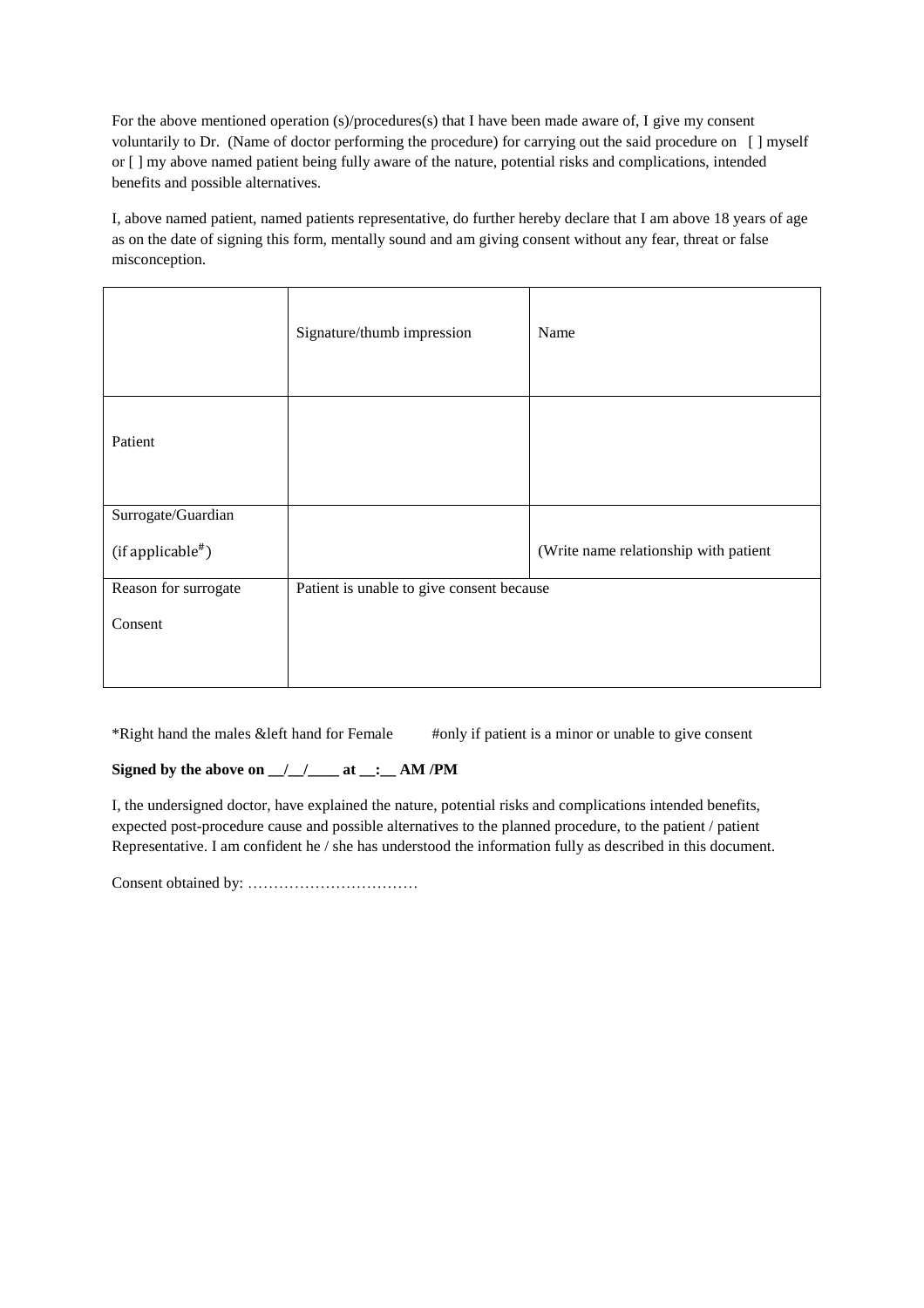For the above mentioned operation (s)/procedures(s) that I have been made aware of, I give my consent voluntarily to Dr. (Name of doctor performing the procedure) for carrying out the said procedure on [ ] myself or [ ] my above named patient being fully aware of the nature, potential risks and complications, intended benefits and possible alternatives.

I, above named patient, named patients representative, do further hereby declare that I am above 18 years of age as on the date of signing this form, mentally sound and am giving consent without any fear, threat or false misconception.

| | Signature/thumb impression | Name |
|---|---|---|
| Patient | | |
| Surrogate/Guardian (if applicable#) | | (Write name relationship with patient |
| Reason for surrogate Consent | Patient is unable to give consent because | |

*Right hand the males &left hand for Female #only if patient is a minor or unable to give consent

**Signed by the above on __/__/____ at __:__ AM /PM**

I, the undersigned doctor, have explained the nature, potential risks and complications intended benefits, expected post-procedure cause and possible alternatives to the planned procedure, to the patient / patient Representative. I am confident he / she has understood the information fully as described in this document.

Consent obtained by: ……………………………